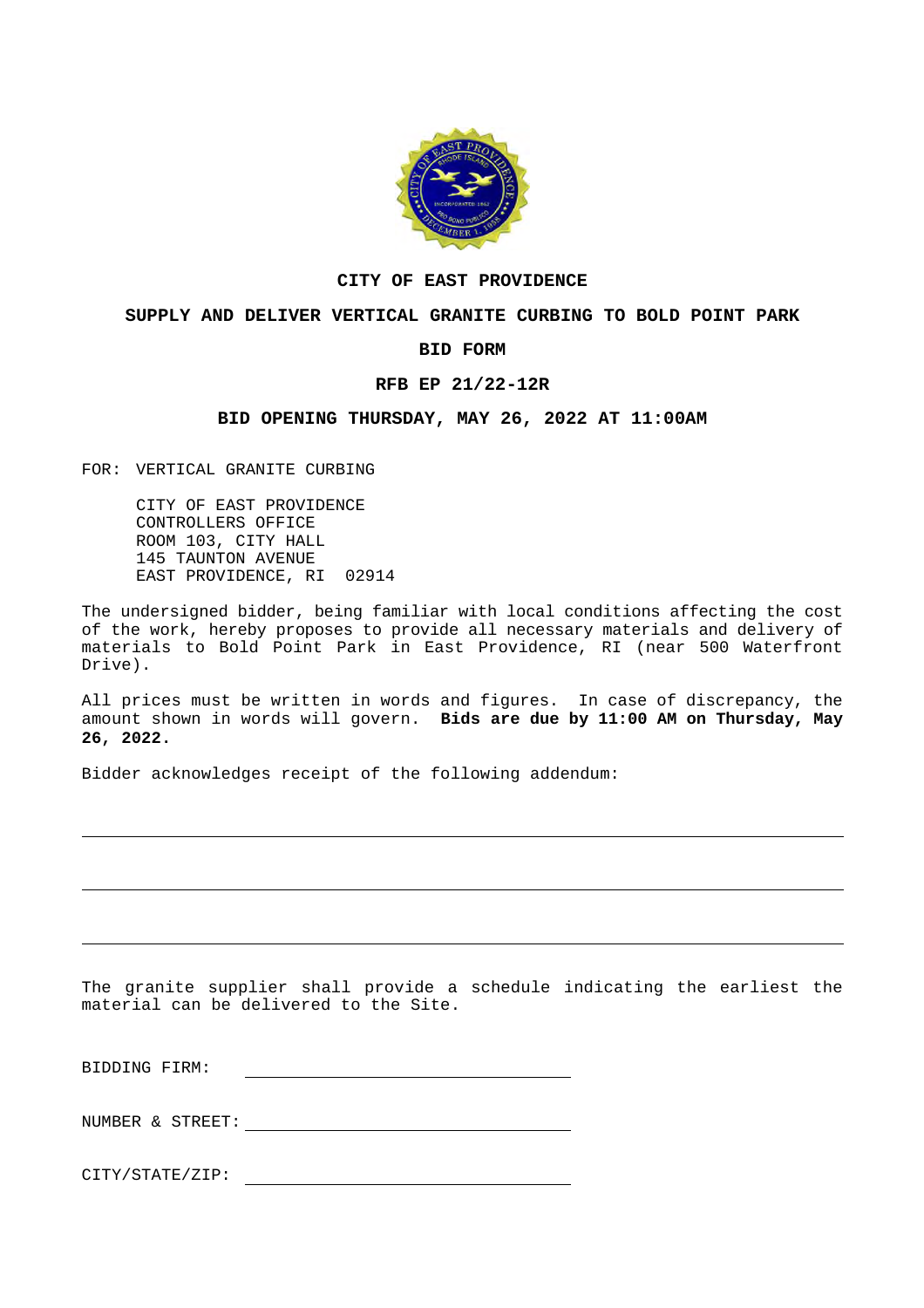**CITY OF EAST PROVIDENCE**

**SUPPLY AND DELIVER VERTICAL GRANITE CURBING TO BOLD POINT PARK**

**BID FORM**

**RFB EP 21/22-12R**

**BID OPENING THURSDAY, MAY 26, 2022 AT 11:00AM**

FOR: VERTICAL GRANITE CURBING

CITY OF EAST PROVIDENCE
CONTROLLERS OFFICE
ROOM 103, CITY HALL
145 TAUNTON AVENUE
EAST PROVIDENCE, RI 02914

The undersigned bidder, being familiar with local conditions affecting the cost of the work, hereby proposes to provide all necessary materials and delivery of materials to Bold Point Park in East Providence, RI (near 500 Waterfront Drive).

All prices must be written in words and figures. In case of discrepancy, the amount shown in words will govern. **Bids are due by 11:00 AM on Thursday, May 26, 2022.**

Bidder acknowledges receipt of the following addendum:

\_\_\_\_\_\_\_\_\_\_\_\_\_\_\_\_\_\_\_\_\_\_\_\_\_\_\_\_\_\_\_\_\_\_\_\_\_\_\_\_\_\_\_\_\_\_\_\_\_\_\_\_\_\_\_\_\_\_\_\_\_\_\_\_\_\_\_\_\_\_\_\_

\_\_\_\_\_\_\_\_\_\_\_\_\_\_\_\_\_\_\_\_\_\_\_\_\_\_\_\_\_\_\_\_\_\_\_\_\_\_\_\_\_\_\_\_\_\_\_\_\_\_\_\_\_\_\_\_\_\_\_\_\_\_\_\_\_\_\_\_\_\_\_\_

\_\_\_\_\_\_\_\_\_\_\_\_\_\_\_\_\_\_\_\_\_\_\_\_\_\_\_\_\_\_\_\_\_\_\_\_\_\_\_\_\_\_\_\_\_\_\_\_\_\_\_\_\_\_\_\_\_\_\_\_\_\_\_\_\_\_\_\_\_\_\_\_

The granite supplier shall provide a schedule indicating the earliest the material can be delivered to the Site.

BIDDING FIRM: \_\_\_\_\_\_\_\_\_\_\_\_\_\_\_\_\_\_\_\_\_\_\_\_\_\_\_\_\_\_\_\_

NUMBER & STREET: \_\_\_\_\_\_\_\_\_\_\_\_\_\_\_\_\_\_\_\_\_\_\_\_\_\_\_\_\_\_\_\_

CITY/STATE/ZIP: \_\_\_\_\_\_\_\_\_\_\_\_\_\_\_\_\_\_\_\_\_\_\_\_\_\_\_\_\_\_\_\_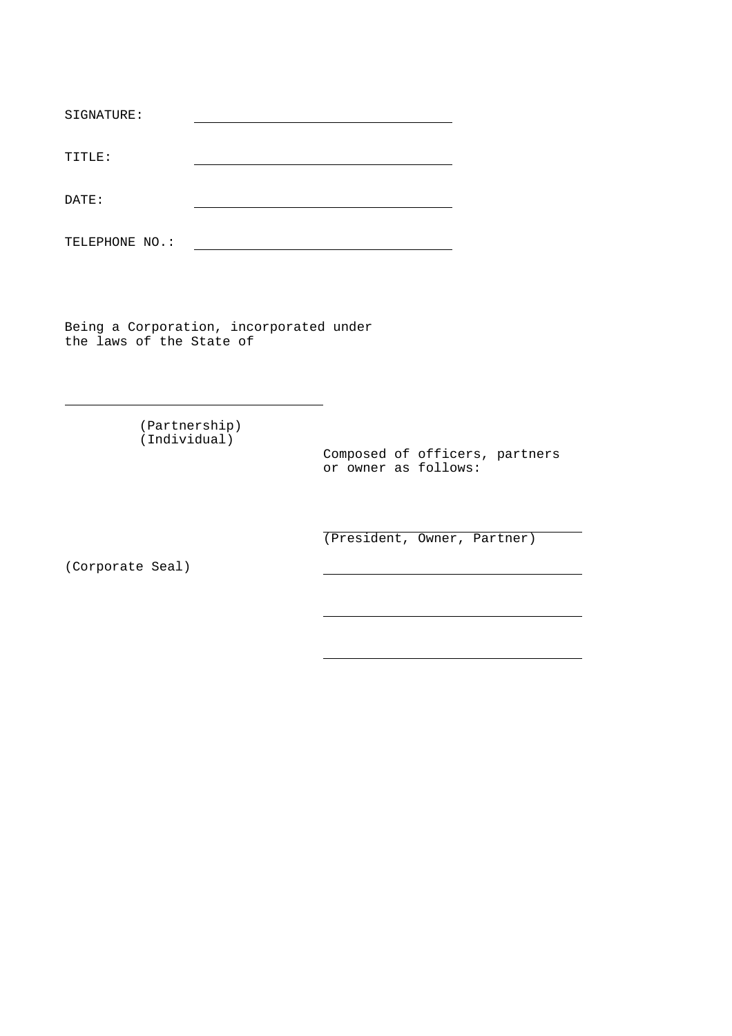SIGNATURE: ______________________________

TITLE: ______________________________

DATE: ______________________________

TELEPHONE NO.: ______________________________

Being a Corporation, incorporated under the laws of the State of

______________________________

(Partnership)
(Individual)

Composed of officers, partners or owner as follows:

______________________________
(President, Owner, Partner)

(Corporate Seal)

______________________________

______________________________

______________________________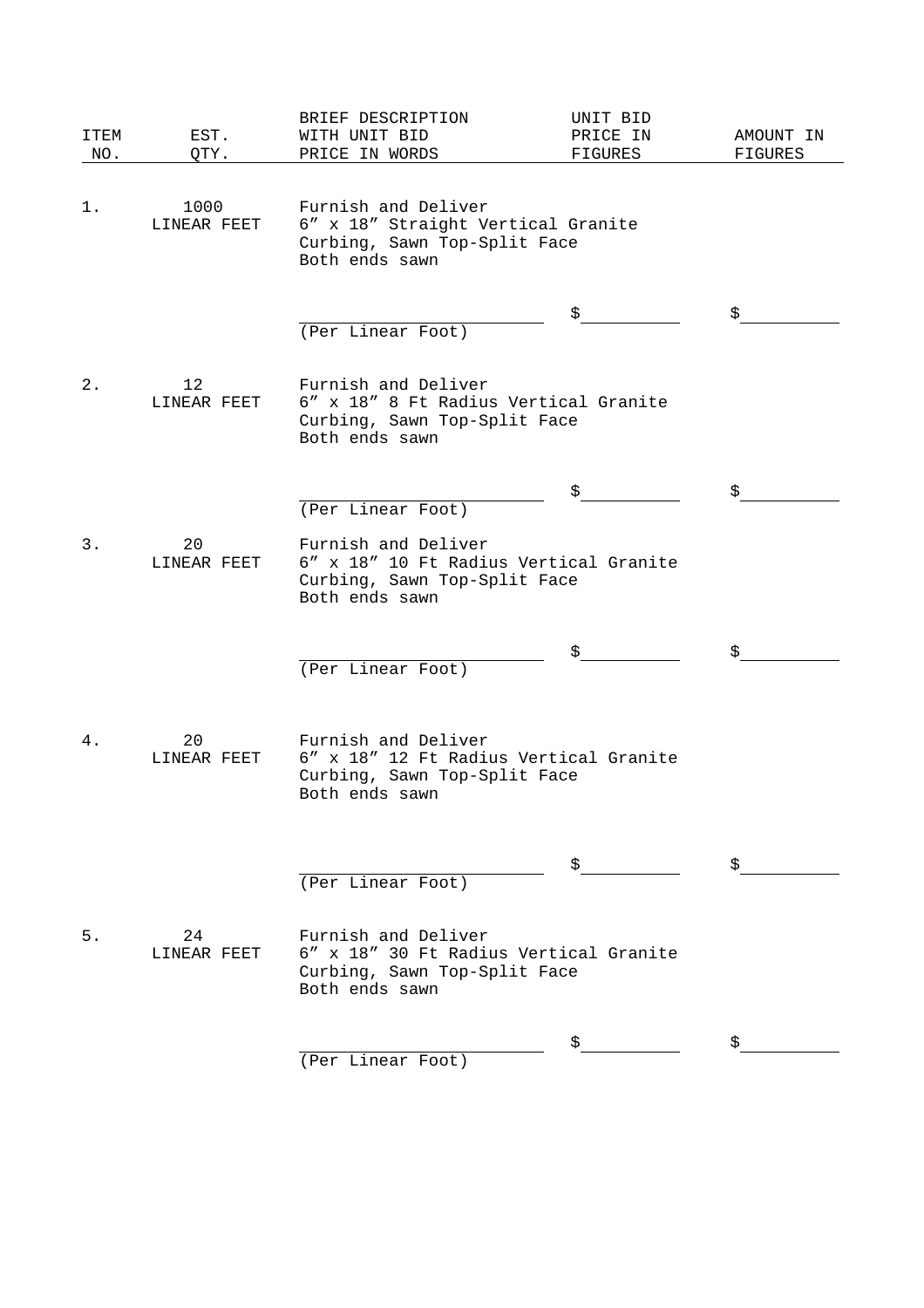| ITEM NO. | EST. QTY. | BRIEF DESCRIPTION WITH UNIT BID PRICE IN WORDS | UNIT BID PRICE IN FIGURES | AMOUNT IN FIGURES |
|---|---|---|---|---|
| 1. | 1000 LINEAR FEET | Furnish and Deliver 6″ x 18″ Straight Vertical Granite Curbing, Sawn Top-Split Face Both ends sawn | | |
| | | ______________________ (Per Linear Foot) | $__________ | $__________ |
| 2. | 12 LINEAR FEET | Furnish and Deliver 6″ x 18″ 8 Ft Radius Vertical Granite Curbing, Sawn Top-Split Face Both ends sawn | | |
| | | ______________________ (Per Linear Foot) | $__________ | $__________ |
| 3. | 20 LINEAR FEET | Furnish and Deliver 6″ x 18″ 10 Ft Radius Vertical Granite Curbing, Sawn Top-Split Face Both ends sawn | | |
| | | ______________________ (Per Linear Foot) | $__________ | $__________ |
| 4. | 20 LINEAR FEET | Furnish and Deliver 6″ x 18″ 12 Ft Radius Vertical Granite Curbing, Sawn Top-Split Face Both ends sawn | | |
| | | ______________________ (Per Linear Foot) | $__________ | $__________ |
| 5. | 24 LINEAR FEET | Furnish and Deliver 6″ x 18″ 30 Ft Radius Vertical Granite Curbing, Sawn Top-Split Face Both ends sawn | | |
| | | ______________________ (Per Linear Foot) | $__________ | $__________ |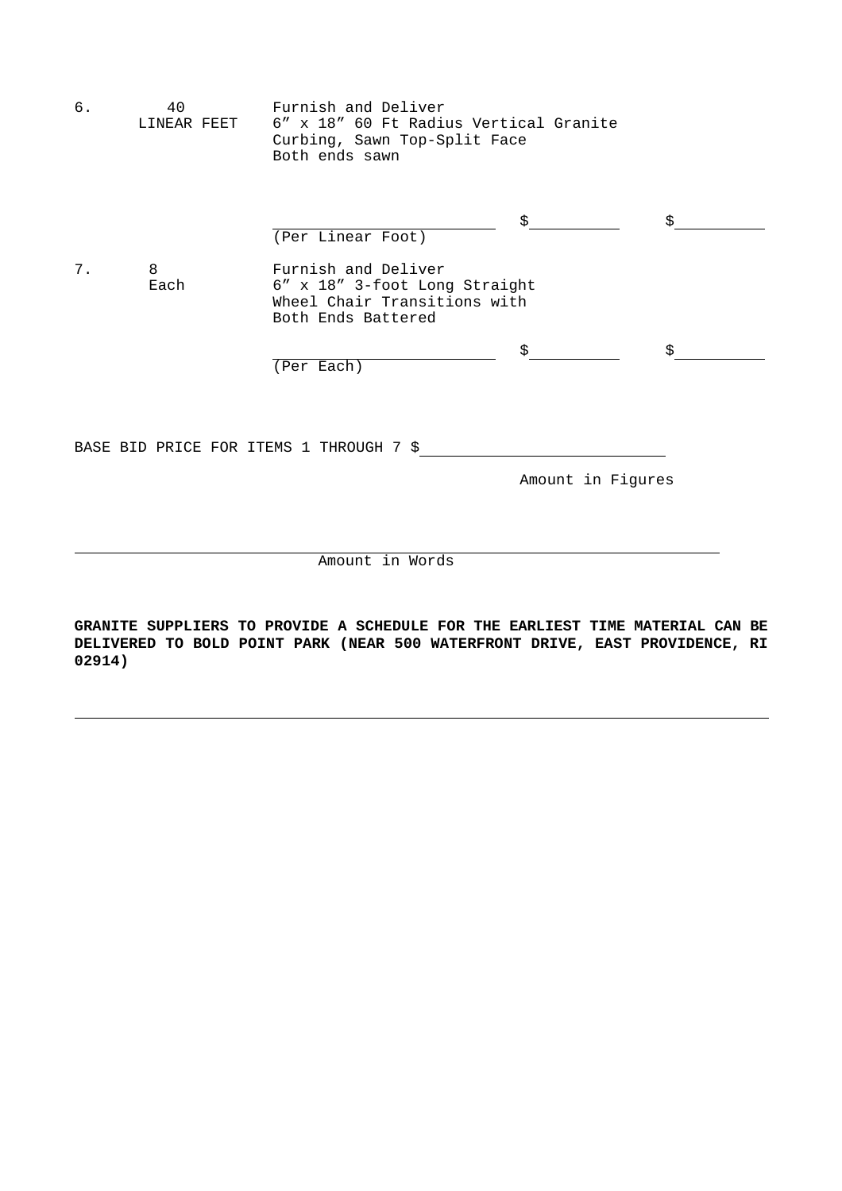| | | | | |
|---|---|---|---|---|
| 6. | 40 LINEAR FEET | Furnish and Deliver 6″ x 18″ 60 Ft Radius Vertical Granite Curbing, Sawn Top-Split Face Both ends sawn | | |
| | | ______________________ (Per Linear Foot) | $__________ | $__________ |
| 7. | 8 Each | Furnish and Deliver 6″ x 18″ 3-foot Long Straight Wheel Chair Transitions with Both Ends Battered | | |
| | | ______________________ (Per Each) | $__________ | $__________ |

BASE BID PRICE FOR ITEMS 1 THROUGH 7 $__________________________

Amount in Figures

______________________________________________________________________

Amount in Words

**GRANITE SUPPLIERS TO PROVIDE A SCHEDULE FOR THE EARLIEST TIME MATERIAL CAN BE DELIVERED TO BOLD POINT PARK (NEAR 500 WATERFRONT DRIVE, EAST PROVIDENCE, RI 02914)**

______________________________________________________________________